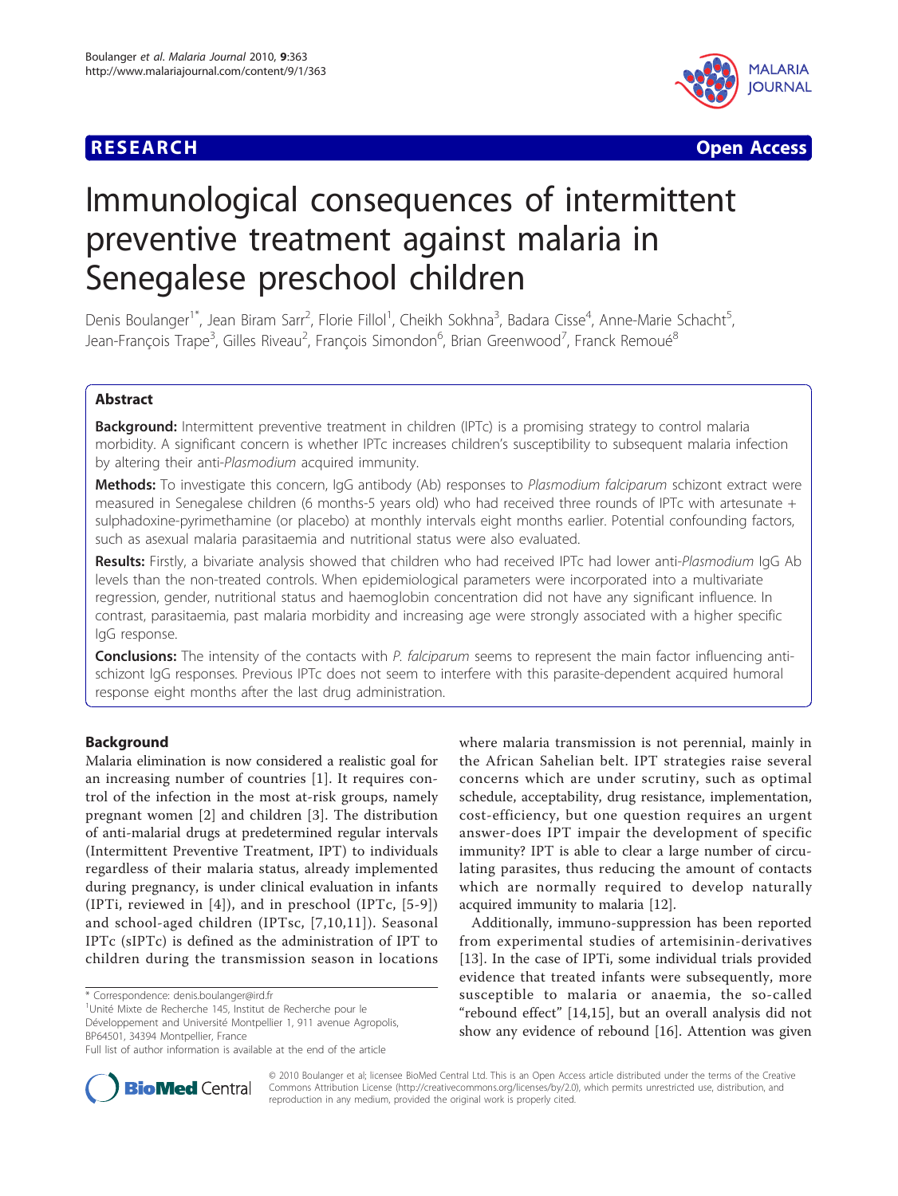RESEARCH Open Access

# Immunological consequences of intermittent preventive treatment against malaria in Senegalese preschool children

Denis Boulanger[1*], Jean Biram Sarr[2], Florie Fillol[1], Cheikh Sokhna[3], Badara Cisse[4], Anne-Marie Schacht[5], Jean-François Trape[3], Gilles Riveau[2], François Simondon[6], Brian Greenwood[7], Franck Remoué[8]

## Abstract

**Background:** Intermittent preventive treatment in children (IPTc) is a promising strategy to control malaria morbidity. A significant concern is whether IPTc increases children's susceptibility to subsequent malaria infection by altering their anti-*Plasmodium* acquired immunity.

**Methods:** To investigate this concern, IgG antibody (Ab) responses to *Plasmodium falciparum* schizont extract were measured in Senegalese children (6 months-5 years old) who had received three rounds of IPTc with artesunate + sulphadoxine-pyrimethamine (or placebo) at monthly intervals eight months earlier. Potential confounding factors, such as asexual malaria parasitaemia and nutritional status were also evaluated.

**Results:** Firstly, a bivariate analysis showed that children who had received IPTc had lower anti-*Plasmodium* IgG Ab levels than the non-treated controls. When epidemiological parameters were incorporated into a multivariate regression, gender, nutritional status and haemoglobin concentration did not have any significant influence. In contrast, parasitaemia, past malaria morbidity and increasing age were strongly associated with a higher specific IgG response.

**Conclusions:** The intensity of the contacts with *P. falciparum* seems to represent the main factor influencing anti-schizont IgG responses. Previous IPTc does not seem to interfere with this parasite-dependent acquired humoral response eight months after the last drug administration.

## Background

Malaria elimination is now considered a realistic goal for an increasing number of countries [1]. It requires control of the infection in the most at-risk groups, namely pregnant women [2] and children [3]. The distribution of anti-malarial drugs at predetermined regular intervals (Intermittent Preventive Treatment, IPT) to individuals regardless of their malaria status, already implemented during pregnancy, is under clinical evaluation in infants (IPTi, reviewed in [4]), and in preschool (IPTc, [5-9]) and school-aged children (IPTsc, [7,10,11]). Seasonal IPTc (sIPTc) is defined as the administration of IPT to children during the transmission season in locations where malaria transmission is not perennial, mainly in the African Sahelian belt. IPT strategies raise several concerns which are under scrutiny, such as optimal schedule, acceptability, drug resistance, implementation, cost-efficiency, but one question requires an urgent answer-does IPT impair the development of specific immunity? IPT is able to clear a large number of circulating parasites, thus reducing the amount of contacts which are normally required to develop naturally acquired immunity to malaria [12].

Additionally, immuno-suppression has been reported from experimental studies of artemisinin-derivatives [13]. In the case of IPTi, some individual trials provided evidence that treated infants were subsequently, more susceptible to malaria or anaemia, the so-called "rebound effect" [14,15], but an overall analysis did not show any evidence of rebound [16]. Attention was given

\* Correspondence: denis.boulanger@ird.fr

[1]Unité Mixte de Recherche 145, Institut de Recherche pour le Développement and Université Montpellier 1, 911 avenue Agropolis, BP64501, 34394 Montpellier, France

Full list of author information is available at the end of the article

© 2010 Boulanger et al; licensee BioMed Central Ltd. This is an Open Access article distributed under the terms of the Creative Commons Attribution License (http://creativecommons.org/licenses/by/2.0), which permits unrestricted use, distribution, and reproduction in any medium, provided the original work is properly cited.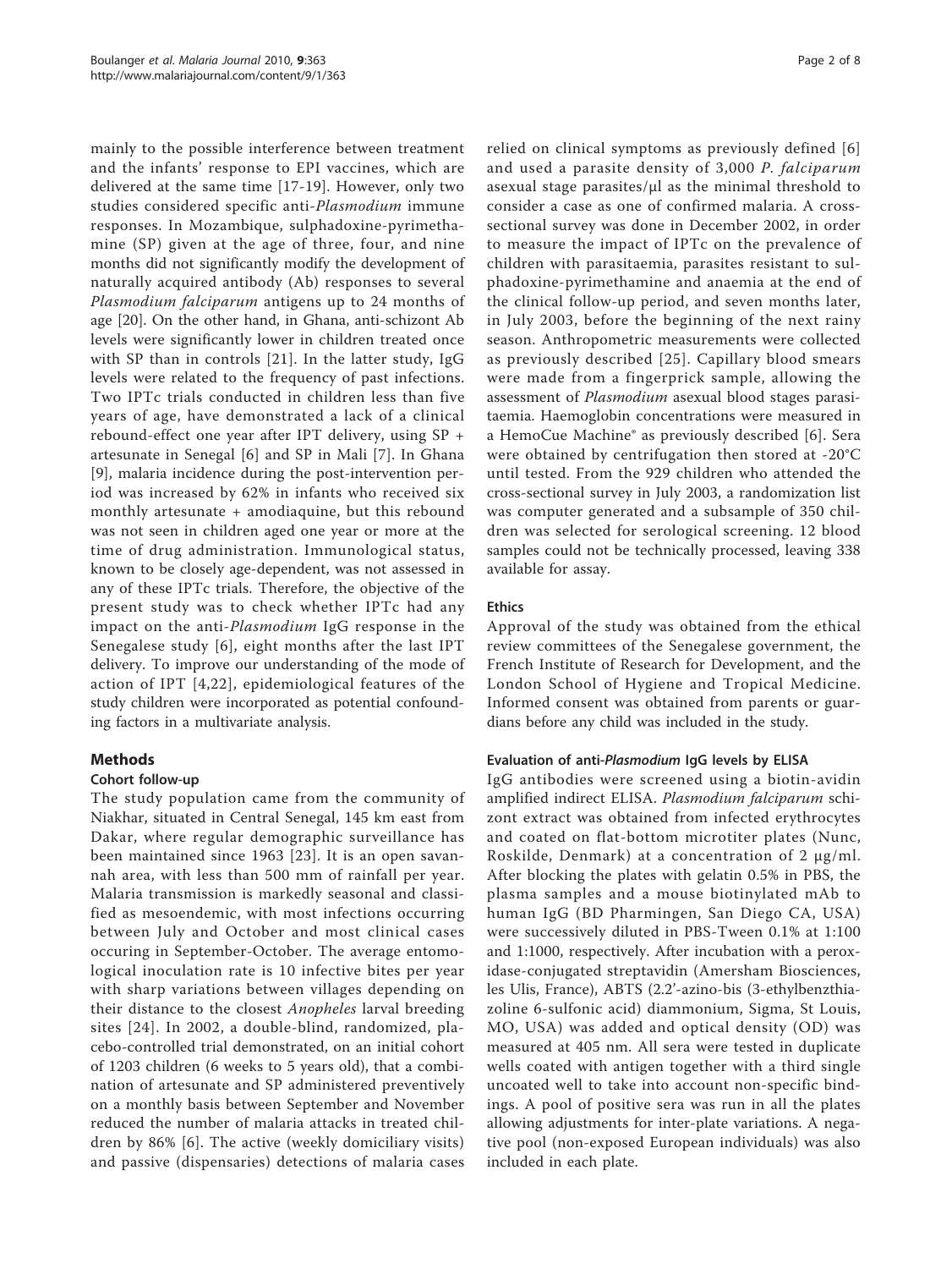mainly to the possible interference between treatment and the infants' response to EPI vaccines, which are delivered at the same time [17-19]. However, only two studies considered specific anti-*Plasmodium* immune responses. In Mozambique, sulphadoxine-pyrimethamine (SP) given at the age of three, four, and nine months did not significantly modify the development of naturally acquired antibody (Ab) responses to several *Plasmodium falciparum* antigens up to 24 months of age [20]. On the other hand, in Ghana, anti-schizont Ab levels were significantly lower in children treated once with SP than in controls [21]. In the latter study, IgG levels were related to the frequency of past infections. Two IPTc trials conducted in children less than five years of age, have demonstrated a lack of a clinical rebound-effect one year after IPT delivery, using SP + artesunate in Senegal [6] and SP in Mali [7]. In Ghana [9], malaria incidence during the post-intervention period was increased by 62% in infants who received six monthly artesunate + amodiaquine, but this rebound was not seen in children aged one year or more at the time of drug administration. Immunological status, known to be closely age-dependent, was not assessed in any of these IPTc trials. Therefore, the objective of the present study was to check whether IPTc had any impact on the anti-*Plasmodium* IgG response in the Senegalese study [6], eight months after the last IPT delivery. To improve our understanding of the mode of action of IPT [4,22], epidemiological features of the study children were incorporated as potential confounding factors in a multivariate analysis.

## Methods

### Cohort follow-up

The study population came from the community of Niakhar, situated in Central Senegal, 145 km east from Dakar, where regular demographic surveillance has been maintained since 1963 [23]. It is an open savannah area, with less than 500 mm of rainfall per year. Malaria transmission is markedly seasonal and classified as mesoendemic, with most infections occurring between July and October and most clinical cases occuring in September-October. The average entomological inoculation rate is 10 infective bites per year with sharp variations between villages depending on their distance to the closest *Anopheles* larval breeding sites [24]. In 2002, a double-blind, randomized, placebo-controlled trial demonstrated, on an initial cohort of 1203 children (6 weeks to 5 years old), that a combination of artesunate and SP administered preventively on a monthly basis between September and November reduced the number of malaria attacks in treated children by 86% [6]. The active (weekly domiciliary visits) and passive (dispensaries) detections of malaria cases relied on clinical symptoms as previously defined [6] and used a parasite density of 3,000 *P. falciparum* asexual stage parasites/µl as the minimal threshold to consider a case as one of confirmed malaria. A cross-sectional survey was done in December 2002, in order to measure the impact of IPTc on the prevalence of children with parasitaemia, parasites resistant to sulphadoxine-pyrimethamine and anaemia at the end of the clinical follow-up period, and seven months later, in July 2003, before the beginning of the next rainy season. Anthropometric measurements were collected as previously described [25]. Capillary blood smears were made from a fingerprick sample, allowing the assessment of *Plasmodium* asexual blood stages parasitaemia. Haemoglobin concentrations were measured in a HemoCue Machine® as previously described [6]. Sera were obtained by centrifugation then stored at -20°C until tested. From the 929 children who attended the cross-sectional survey in July 2003, a randomization list was computer generated and a subsample of 350 children was selected for serological screening. 12 blood samples could not be technically processed, leaving 338 available for assay.

### Ethics

Approval of the study was obtained from the ethical review committees of the Senegalese government, the French Institute of Research for Development, and the London School of Hygiene and Tropical Medicine. Informed consent was obtained from parents or guardians before any child was included in the study.

### Evaluation of anti-*Plasmodium* IgG levels by ELISA

IgG antibodies were screened using a biotin-avidin amplified indirect ELISA. *Plasmodium falciparum* schizont extract was obtained from infected erythrocytes and coated on flat-bottom microtiter plates (Nunc, Roskilde, Denmark) at a concentration of 2 µg/ml. After blocking the plates with gelatin 0.5% in PBS, the plasma samples and a mouse biotinylated mAb to human IgG (BD Pharmingen, San Diego CA, USA) were successively diluted in PBS-Tween 0.1% at 1:100 and 1:1000, respectively. After incubation with a peroxidase-conjugated streptavidin (Amersham Biosciences, les Ulis, France), ABTS (2.2'-azino-bis (3-ethylbenzthiazoline 6-sulfonic acid) diammonium, Sigma, St Louis, MO, USA) was added and optical density (OD) was measured at 405 nm. All sera were tested in duplicate wells coated with antigen together with a third single uncoated well to take into account non-specific bindings. A pool of positive sera was run in all the plates allowing adjustments for inter-plate variations. A negative pool (non-exposed European individuals) was also included in each plate.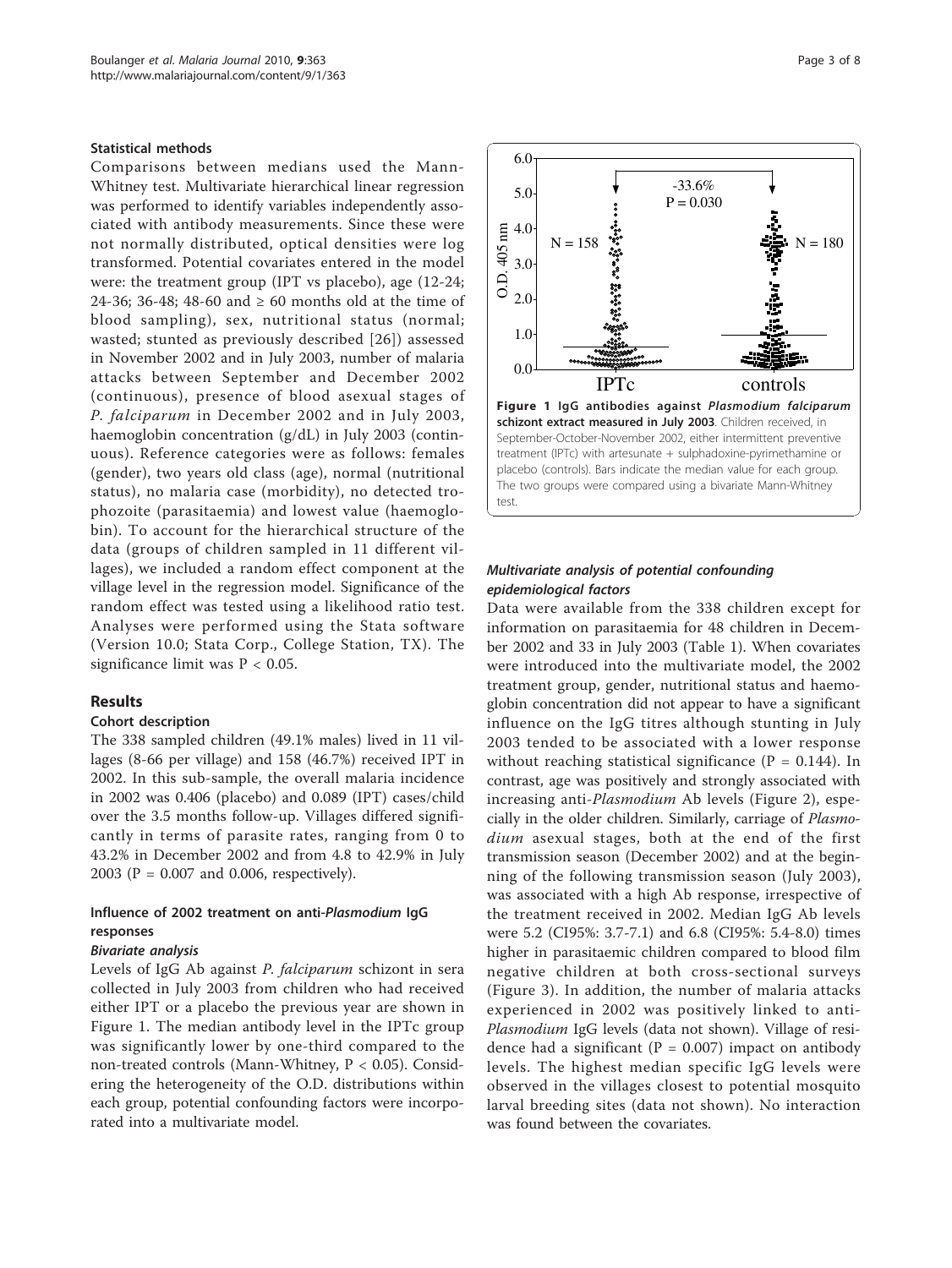### Statistical methods

Comparisons between medians used the Mann-Whitney test. Multivariate hierarchical linear regression was performed to identify variables independently associated with antibody measurements. Since these were not normally distributed, optical densities were log transformed. Potential covariates entered in the model were: the treatment group (IPT vs placebo), age (12-24; 24-36; 36-48; 48-60 and ≥ 60 months old at the time of blood sampling), sex, nutritional status (normal; wasted; stunted as previously described [26]) assessed in November 2002 and in July 2003, number of malaria attacks between September and December 2002 (continuous), presence of blood asexual stages of *P. falciparum* in December 2002 and in July 2003, haemoglobin concentration (g/dL) in July 2003 (continuous). Reference categories were as follows: females (gender), two years old class (age), normal (nutritional status), no malaria case (morbidity), no detected trophozoite (parasitaemia) and lowest value (haemoglobin). To account for the hierarchical structure of the data (groups of children sampled in 11 different villages), we included a random effect component at the village level in the regression model. Significance of the random effect was tested using a likelihood ratio test. Analyses were performed using the Stata software (Version 10.0; Stata Corp., College Station, TX). The significance limit was $P < 0.05$.

## Results

### Cohort description

The 338 sampled children (49.1% males) lived in 11 villages (8-66 per village) and 158 (46.7%) received IPT in 2002. In this sub-sample, the overall malaria incidence in 2002 was 0.406 (placebo) and 0.089 (IPT) cases/child over the 3.5 months follow-up. Villages differed significantly in terms of parasite rates, ranging from 0 to 43.2% in December 2002 and from 4.8 to 42.9% in July 2003 ($P = 0.007$ and 0.006, respectively).

### Influence of 2002 treatment on anti-*Plasmodium* IgG responses

#### *Bivariate analysis*

Levels of IgG Ab against *P. falciparum* schizont in sera collected in July 2003 from children who had received either IPT or a placebo the previous year are shown in Figure 1. The median antibody level in the IPTc group was significantly lower by one-third compared to the non-treated controls (Mann-Whitney, $P < 0.05$). Considering the heterogeneity of the O.D. distributions within each group, potential confounding factors were incorporated into a multivariate model.

**Figure 1 IgG antibodies against *Plasmodium falciparum* schizont extract measured in July 2003**. Children received, in September-October-November 2002, either intermittent preventive treatment (IPTc) with artesunate + sulphadoxine-pyrimethamine or placebo (controls). Bars indicate the median value for each group. The two groups were compared using a bivariate Mann-Whitney test.

#### *Multivariate analysis of potential confounding epidemiological factors*

Data were available from the 338 children except for information on parasitaemia for 48 children in December 2002 and 33 in July 2003 (Table 1). When covariates were introduced into the multivariate model, the 2002 treatment group, gender, nutritional status and haemoglobin concentration did not appear to have a significant influence on the IgG titres although stunting in July 2003 tended to be associated with a lower response without reaching statistical significance ($P = 0.144$). In contrast, age was positively and strongly associated with increasing anti-*Plasmodium* Ab levels (Figure 2), especially in the older children. Similarly, carriage of *Plasmodium* asexual stages, both at the end of the first transmission season (December 2002) and at the beginning of the following transmission season (July 2003), was associated with a high Ab response, irrespective of the treatment received in 2002. Median IgG Ab levels were 5.2 (CI95%: 3.7-7.1) and 6.8 (CI95%: 5.4-8.0) times higher in parasitaemic children compared to blood film negative children at both cross-sectional surveys (Figure 3). In addition, the number of malaria attacks experienced in 2002 was positively linked to anti-*Plasmodium* IgG levels (data not shown). Village of residence had a significant ($P = 0.007$) impact on antibody levels. The highest median specific IgG levels were observed in the villages closest to potential mosquito larval breeding sites (data not shown). No interaction was found between the covariates.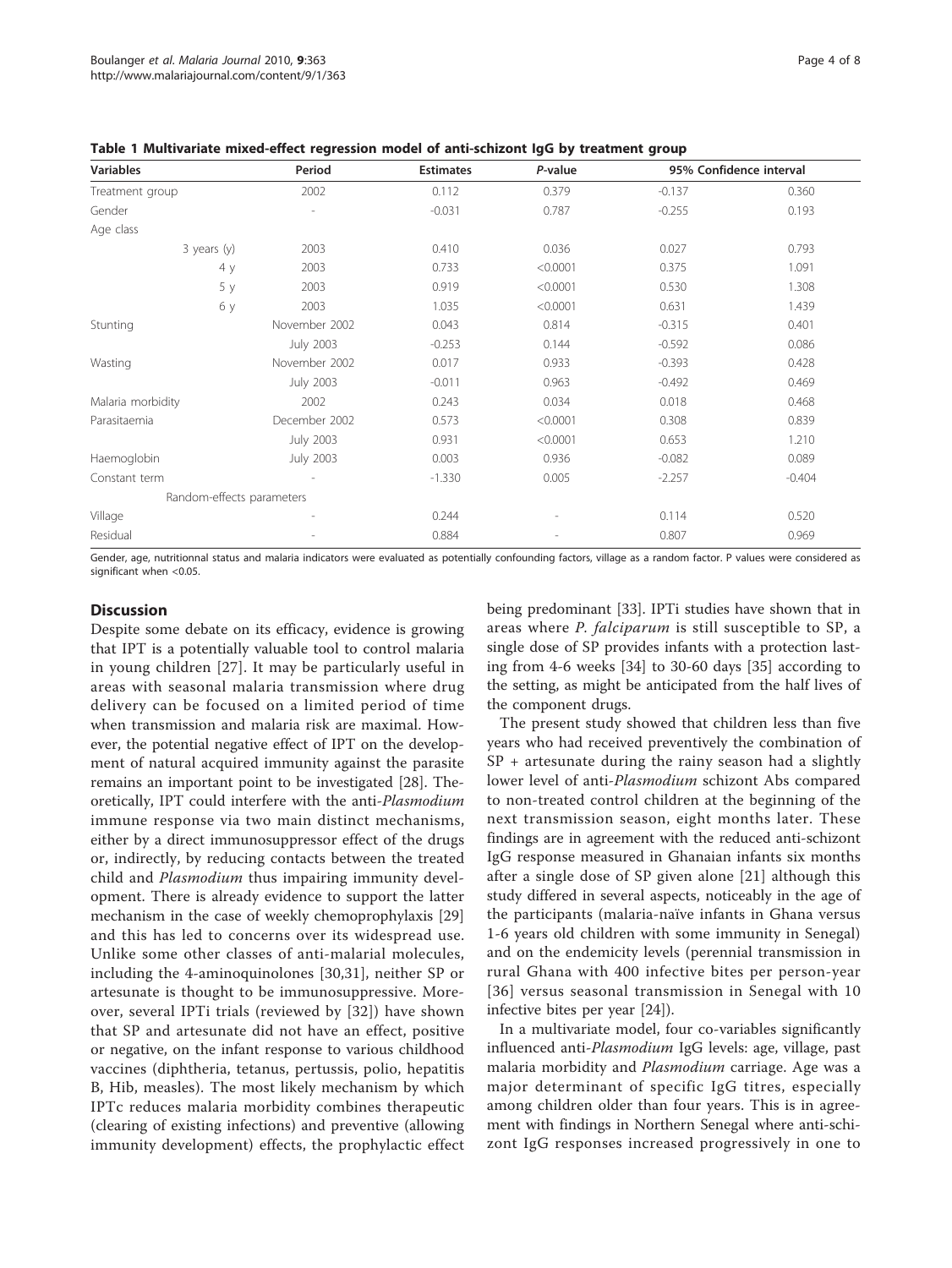**Table 1 Multivariate mixed-effect regression model of anti-schizont IgG by treatment group**

| Variables | Period | Estimates | P-value | 95% Confidence interval | |
|---|---|---|---|---|---|
| Treatment group | 2002 | 0.112 | 0.379 | -0.137 | 0.360 |
| Gender | - | -0.031 | 0.787 | -0.255 | 0.193 |
| Age class | | | | | |
| 3 years (y) | 2003 | 0.410 | 0.036 | 0.027 | 0.793 |
| 4 y | 2003 | 0.733 | <0.0001 | 0.375 | 1.091 |
| 5 y | 2003 | 0.919 | <0.0001 | 0.530 | 1.308 |
| 6 y | 2003 | 1.035 | <0.0001 | 0.631 | 1.439 |
| Stunting | November 2002 | 0.043 | 0.814 | -0.315 | 0.401 |
| | July 2003 | -0.253 | 0.144 | -0.592 | 0.086 |
| Wasting | November 2002 | 0.017 | 0.933 | -0.393 | 0.428 |
| | July 2003 | -0.011 | 0.963 | -0.492 | 0.469 |
| Malaria morbidity | 2002 | 0.243 | 0.034 | 0.018 | 0.468 |
| Parasitaemia | December 2002 | 0.573 | <0.0001 | 0.308 | 0.839 |
| | July 2003 | 0.931 | <0.0001 | 0.653 | 1.210 |
| Haemoglobin | July 2003 | 0.003 | 0.936 | -0.082 | 0.089 |
| Constant term | - | -1.330 | 0.005 | -2.257 | -0.404 |
| Random-effects parameters | | | | | |
| Village | - | 0.244 | - | 0.114 | 0.520 |
| Residual | - | 0.884 | - | 0.807 | 0.969 |

Gender, age, nutritionnal status and malaria indicators were evaluated as potentially confounding factors, village as a random factor. P values were considered as significant when <0.05.

## Discussion

Despite some debate on its efficacy, evidence is growing that IPT is a potentially valuable tool to control malaria in young children [27]. It may be particularly useful in areas with seasonal malaria transmission where drug delivery can be focused on a limited period of time when transmission and malaria risk are maximal. However, the potential negative effect of IPT on the development of natural acquired immunity against the parasite remains an important point to be investigated [28]. Theoretically, IPT could interfere with the anti-*Plasmodium* immune response via two main distinct mechanisms, either by a direct immunosuppressor effect of the drugs or, indirectly, by reducing contacts between the treated child and *Plasmodium* thus impairing immunity development. There is already evidence to support the latter mechanism in the case of weekly chemoprophylaxis [29] and this has led to concerns over its widespread use. Unlike some other classes of anti-malarial molecules, including the 4-aminoquinolones [30,31], neither SP or artesunate is thought to be immunosuppressive. Moreover, several IPTi trials (reviewed by [32]) have shown that SP and artesunate did not have an effect, positive or negative, on the infant response to various childhood vaccines (diphtheria, tetanus, pertussis, polio, hepatitis B, Hib, measles). The most likely mechanism by which IPTc reduces malaria morbidity combines therapeutic (clearing of existing infections) and preventive (allowing immunity development) effects, the prophylactic effect being predominant [33]. IPTi studies have shown that in areas where *P. falciparum* is still susceptible to SP, a single dose of SP provides infants with a protection lasting from 4-6 weeks [34] to 30-60 days [35] according to the setting, as might be anticipated from the half lives of the component drugs.

The present study showed that children less than five years who had received preventively the combination of SP + artesunate during the rainy season had a slightly lower level of anti-*Plasmodium* schizont Abs compared to non-treated control children at the beginning of the next transmission season, eight months later. These findings are in agreement with the reduced anti-schizont IgG response measured in Ghanaian infants six months after a single dose of SP given alone [21] although this study differed in several aspects, noticeably in the age of the participants (malaria-naïve infants in Ghana versus 1-6 years old children with some immunity in Senegal) and on the endemicity levels (perennial transmission in rural Ghana with 400 infective bites per person-year [36] versus seasonal transmission in Senegal with 10 infective bites per year [24]).

In a multivariate model, four co-variables significantly influenced anti-*Plasmodium* IgG levels: age, village, past malaria morbidity and *Plasmodium* carriage. Age was a major determinant of specific IgG titres, especially among children older than four years. This is in agreement with findings in Northern Senegal where anti-schizont IgG responses increased progressively in one to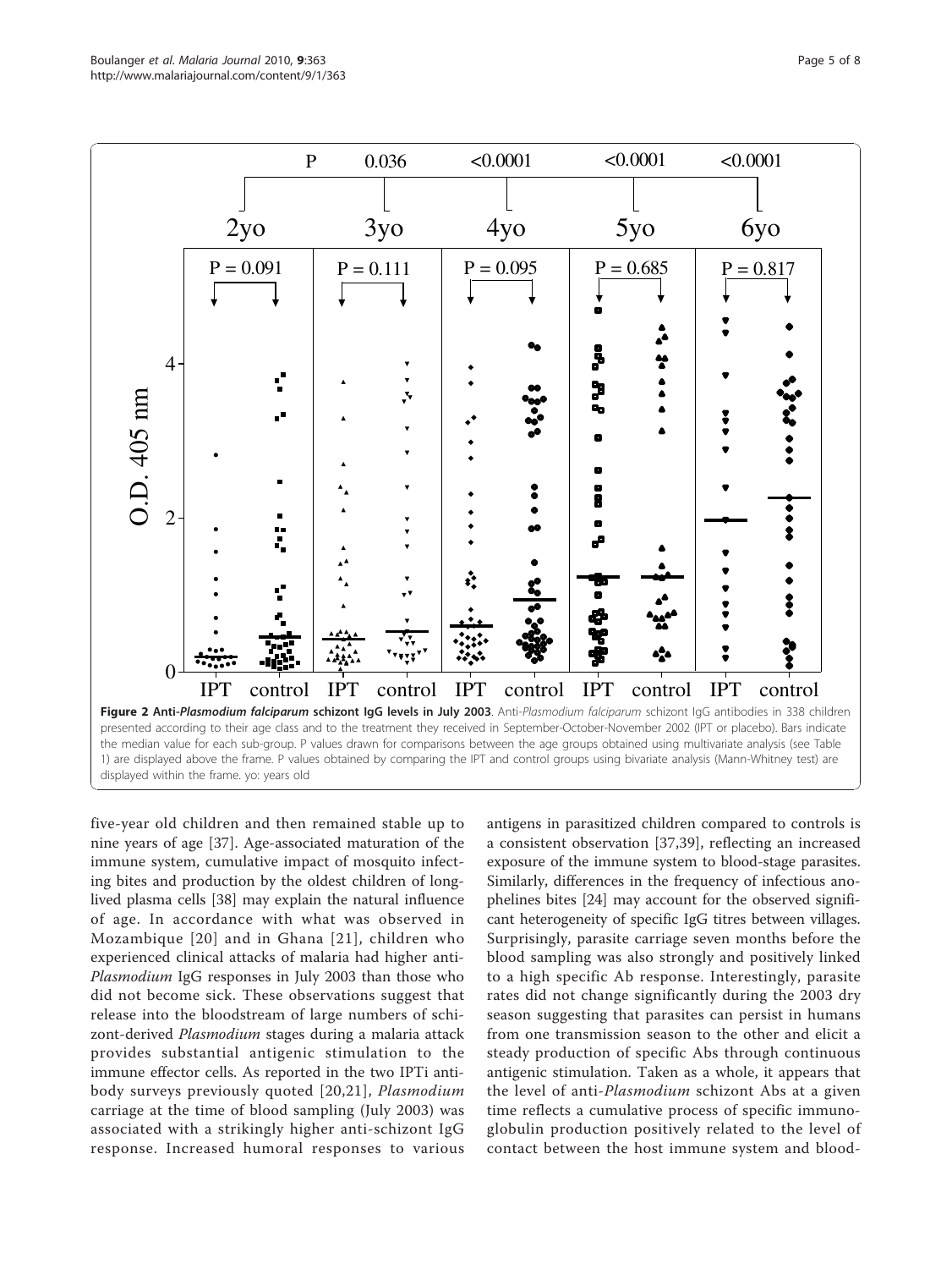**Figure 2 Anti-*Plasmodium falciparum* schizont IgG levels in July 2003**. Anti-*Plasmodium falciparum* schizont IgG antibodies in 338 children presented according to their age class and to the treatment they received in September-October-November 2002 (IPT or placebo). Bars indicate the median value for each sub-group. P values drawn for comparisons between the age groups obtained using multivariate analysis (see Table 1) are displayed above the frame. P values obtained by comparing the IPT and control groups using bivariate analysis (Mann-Whitney test) are displayed within the frame. yo: years old

five-year old children and then remained stable up to nine years of age [37]. Age-associated maturation of the immune system, cumulative impact of mosquito infecting bites and production by the oldest children of long-lived plasma cells [38] may explain the natural influence of age. In accordance with what was observed in Mozambique [20] and in Ghana [21], children who experienced clinical attacks of malaria had higher anti-*Plasmodium* IgG responses in July 2003 than those who did not become sick. These observations suggest that release into the bloodstream of large numbers of schizont-derived *Plasmodium* stages during a malaria attack provides substantial antigenic stimulation to the immune effector cells. As reported in the two IPTi antibody surveys previously quoted [20,21], *Plasmodium* carriage at the time of blood sampling (July 2003) was associated with a strikingly higher anti-schizont IgG response. Increased humoral responses to various antigens in parasitized children compared to controls is a consistent observation [37,39], reflecting an increased exposure of the immune system to blood-stage parasites. Similarly, differences in the frequency of infectious anophelines bites [24] may account for the observed significant heterogeneity of specific IgG titres between villages. Surprisingly, parasite carriage seven months before the blood sampling was also strongly and positively linked to a high specific Ab response. Interestingly, parasite rates did not change significantly during the 2003 dry season suggesting that parasites can persist in humans from one transmission season to the other and elicit a steady production of specific Abs through continuous antigenic stimulation. Taken as a whole, it appears that the level of anti-*Plasmodium* schizont Abs at a given time reflects a cumulative process of specific immunoglobulin production positively related to the level of contact between the host immune system and blood-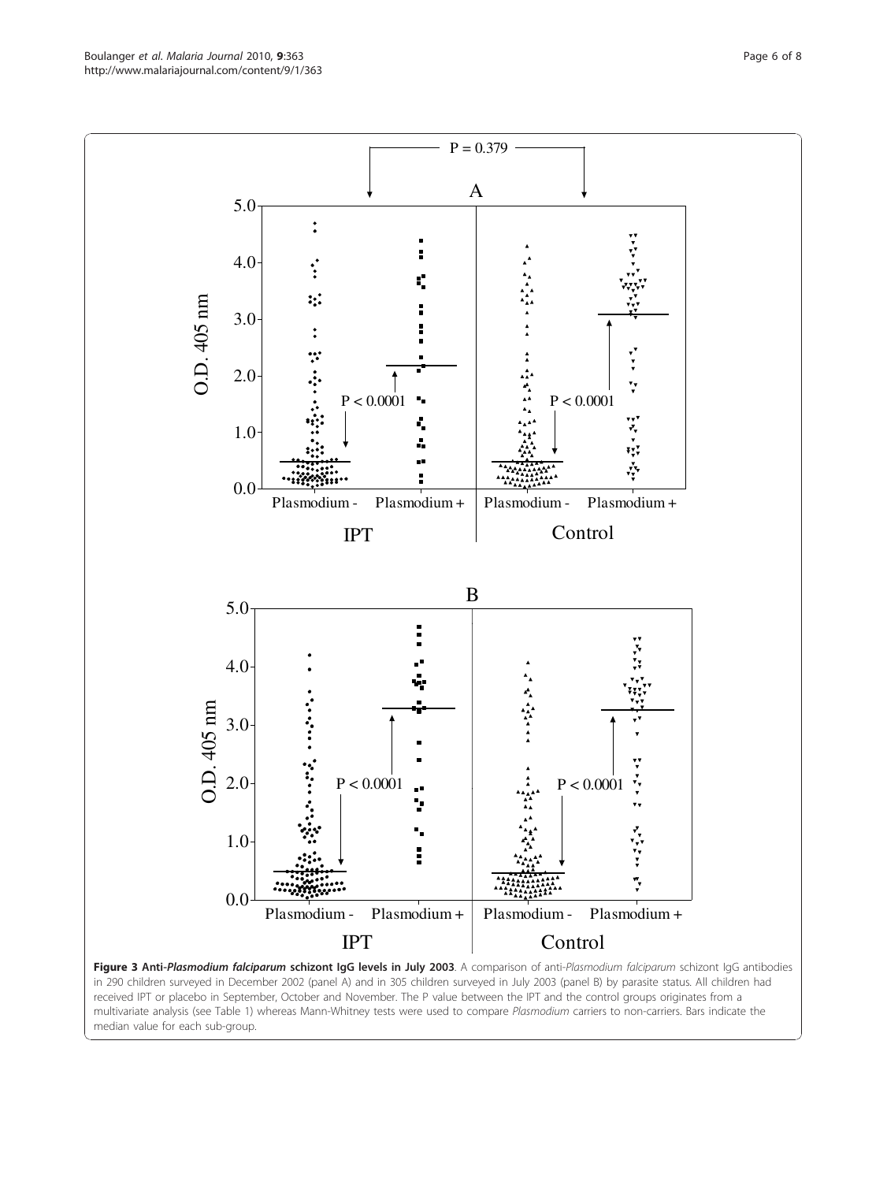**Figure 3 Anti-*Plasmodium falciparum* schizont IgG levels in July 2003**. A comparison of anti-*Plasmodium falciparum* schizont IgG antibodies in 290 children surveyed in December 2002 (panel A) and in 305 children surveyed in July 2003 (panel B) by parasite status. All children had received IPT or placebo in September, October and November. The P value between the IPT and the control groups originates from a multivariate analysis (see Table 1) whereas Mann-Whitney tests were used to compare *Plasmodium* carriers to non-carriers. Bars indicate the median value for each sub-group.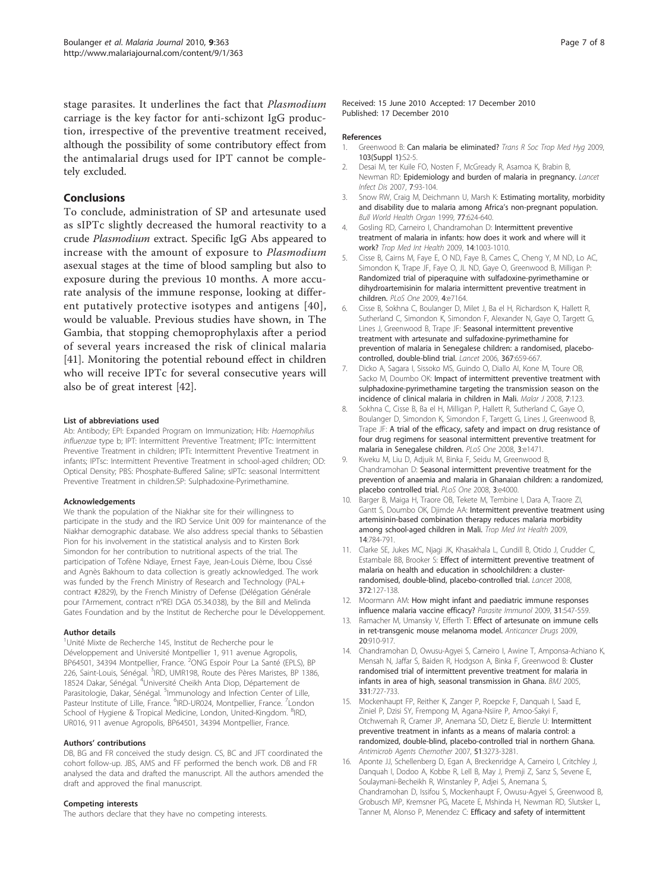stage parasites. It underlines the fact that *Plasmodium* carriage is the key factor for anti-schizont IgG production, irrespective of the preventive treatment received, although the possibility of some contributory effect from the antimalarial drugs used for IPT cannot be completely excluded.

## Conclusions

To conclude, administration of SP and artesunate used as sIPTc slightly decreased the humoral reactivity to a crude *Plasmodium* extract. Specific IgG Abs appeared to increase with the amount of exposure to *Plasmodium* asexual stages at the time of blood sampling but also to exposure during the previous 10 months. A more accurate analysis of the immune response, looking at different putatively protective isotypes and antigens [40], would be valuable. Previous studies have shown, in The Gambia, that stopping chemoprophylaxis after a period of several years increased the risk of clinical malaria [41]. Monitoring the potential rebound effect in children who will receive IPTc for several consecutive years will also be of great interest [42].

#### List of abbreviations used

Ab: Antibody; EPI: Expanded Program on Immunization; Hib: *Haemophilus influenzae* type b; IPT: Intermittent Preventive Treatment; IPTc: Intermittent Preventive Treatment in children; IPTi: Intermittent Preventive Treatment in infants; IPTsc: Intermittent Preventive Treatment in school-aged children; OD: Optical Density; PBS: Phosphate-Buffered Saline; sIPTc: seasonal Intermittent Preventive Treatment in children.SP: Sulphadoxine-Pyrimethamine.

#### Acknowledgements

We thank the population of the Niakhar site for their willingness to participate in the study and the IRD Service Unit 009 for maintenance of the Niakhar demographic database. We also address special thanks to Sébastien Pion for his involvement in the statistical analysis and to Kirsten Bork Simondon for her contribution to nutritional aspects of the trial. The participation of Tofène Ndiaye, Ernest Faye, Jean-Louis Dième, Ibou Cissé and Agnès Bakhoum to data collection is greatly acknowledged. The work was funded by the French Ministry of Research and Technology (PAL+ contract #2829), by the French Ministry of Defense (Délégation Générale pour l'Armement, contract n°REI DGA 05.34.038), by the Bill and Melinda Gates Foundation and by the Institut de Recherche pour le Développement.

#### Author details

[1]Unité Mixte de Recherche 145, Institut de Recherche pour le Développement and Université Montpellier 1, 911 avenue Agropolis, BP64501, 34394 Montpellier, France. [2]ONG Espoir Pour La Santé (EPLS), BP 226, Saint-Louis, Sénégal. [3]IRD, UMR198, Route des Pères Maristes, BP 1386, 18524 Dakar, Sénégal. [4]Université Cheikh Anta Diop, Département de Parasitologie, Dakar, Sénégal. [5]Immunology and Infection Center of Lille, Pasteur Institute of Lille, France. [6]IRD-UR024, Montpellier, France. [7]London School of Hygiene & Tropical Medicine, London, United-Kingdom. [8]IRD, UR016, 911 avenue Agropolis, BP64501, 34394 Montpellier, France.

#### Authors' contributions

DB, BG and FR conceived the study design. CS, BC and JFT coordinated the cohort follow-up. JBS, AMS and FF performed the bench work. DB and FR analysed the data and drafted the manuscript. All the authors amended the draft and approved the final manuscript.

#### Competing interests

The authors declare that they have no competing interests.

Received: 15 June 2010 Accepted: 17 December 2010
Published: 17 December 2010

#### References

1. Greenwood B: **Can malaria be eliminated?** *Trans R Soc Trop Med Hyg* 2009, **103(Suppl 1)**:S2-5.
2. Desai M, ter Kuile FO, Nosten F, McGready R, Asamoa K, Brabin B, Newman RD: **Epidemiology and burden of malaria in pregnancy.** *Lancet Infect Dis* 2007, **7**:93-104.
3. Snow RW, Craig M, Deichmann U, Marsh K: **Estimating mortality, morbidity and disability due to malaria among Africa's non-pregnant population.** *Bull World Health Organ* 1999, **77**:624-640.
4. Gosling RD, Carneiro I, Chandramohan D: **Intermittent preventive treatment of malaria in infants: how does it work and where will it work?** *Trop Med Int Health* 2009, **14**:1003-1010.
5. Cisse B, Cairns M, Faye E, O ND, Faye B, Cames C, Cheng Y, M ND, Lo AC, Simondon K, Trape JF, Faye O, JL ND, Gaye O, Greenwood B, Milligan P: **Randomized trial of piperaquine with sulfadoxine-pyrimethamine or dihydroartemisinin for malaria intermittent preventive treatment in children.** *PLoS One* 2009, **4**:e7164.
6. Cisse B, Sokhna C, Boulanger D, Milet J, Ba el H, Richardson K, Hallett R, Sutherland C, Simondon K, Simondon F, Alexander N, Gaye O, Targett G, Lines J, Greenwood B, Trape JF: **Seasonal intermittent preventive treatment with artesunate and sulfadoxine-pyrimethamine for prevention of malaria in Senegalese children: a randomised, placebo-controlled, double-blind trial.** *Lancet* 2006, **367**:659-667.
7. Dicko A, Sagara I, Sissoko MS, Guindo O, Diallo AI, Kone M, Toure OB, Sacko M, Doumbo OK: **Impact of intermittent preventive treatment with sulphadoxine-pyrimethamine targeting the transmission season on the incidence of clinical malaria in children in Mali.** *Malar J* 2008, **7**:123.
8. Sokhna C, Cisse B, Ba el H, Milligan P, Hallett R, Sutherland C, Gaye O, Boulanger D, Simondon K, Simondon F, Targett G, Lines J, Greenwood B, Trape JF: **A trial of the efficacy, safety and impact on drug resistance of four drug regimens for seasonal intermittent preventive treatment for malaria in Senegalese children.** *PLoS One* 2008, **3**:e1471.
9. Kweku M, Liu D, Adjuik M, Binka F, Seidu M, Greenwood B, Chandramohan D: **Seasonal intermittent preventive treatment for the prevention of anaemia and malaria in Ghanaian children: a randomized, placebo controlled trial.** *PLoS One* 2008, **3**:e4000.
10. Barger B, Maiga H, Traore OB, Tekete M, Tembine I, Dara A, Traore ZI, Gantt S, Doumbo OK, Djimde AA: **Intermittent preventive treatment using artemisinin-based combination therapy reduces malaria morbidity among school-aged children in Mali.** *Trop Med Int Health* 2009, **14**:784-791.
11. Clarke SE, Jukes MC, Njagi JK, Khasakhala L, Cundill B, Otido J, Crudder C, Estambale BB, Brooker S: **Effect of intermittent preventive treatment of malaria on health and education in schoolchildren: a cluster-randomised, double-blind, placebo-controlled trial.** *Lancet* 2008, **372**:127-138.
12. Moormann AM: **How might infant and paediatric immune responses influence malaria vaccine efficacy?** *Parasite Immunol* 2009, **31**:547-559.
13. Ramacher M, Umansky V, Efferth T: **Effect of artesunate on immune cells in ret-transgenic mouse melanoma model.** *Anticancer Drugs* 2009, **20**:910-917.
14. Chandramohan D, Owusu-Agyei S, Carneiro I, Awine T, Amponsa-Achiano K, Mensah N, Jaffar S, Baiden R, Hodgson A, Binka F, Greenwood B: **Cluster randomised trial of intermittent preventive treatment for malaria in infants in area of high, seasonal transmission in Ghana.** *BMJ* 2005, **331**:727-733.
15. Mockenhaupt FP, Reither K, Zanger P, Roepcke F, Danquah I, Saad E, Ziniel P, Dzisi SY, Frempong M, Agana-Nsiire P, Amoo-Sakyi F, Otchwemah R, Cramer JP, Anemana SD, Dietz E, Bienzle U: **Intermittent preventive treatment in infants as a means of malaria control: a randomized, double-blind, placebo-controlled trial in northern Ghana.** *Antimicrob Agents Chemother* 2007, **51**:3273-3281.
16. Aponte JJ, Schellenberg D, Egan A, Breckenridge A, Carneiro I, Critchley J, Danquah I, Dodoo A, Kobbe R, Lell B, May J, Premji Z, Sanz S, Sevene E, Soulaymani-Becheikh R, Winstanley P, Adjei S, Anemana S, Chandramohan D, Issifou S, Mockenhaupt F, Owusu-Agyei S, Greenwood B, Grobusch MP, Kremsner PG, Macete E, Mshinda H, Newman RD, Slutsker L, Tanner M, Alonso P, Menendez C: **Efficacy and safety of intermittent**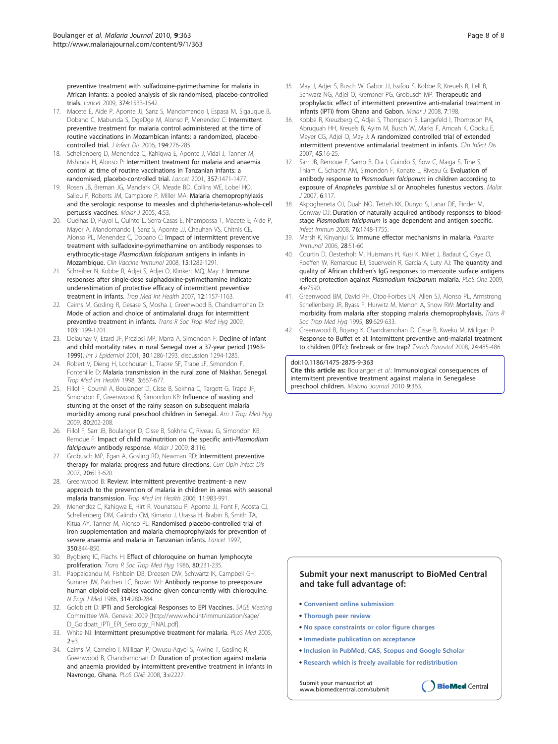preventive treatment with sulfadoxine-pyrimethamine for malaria in African infants: a pooled analysis of six randomised, placebo-controlled trials. *Lancet* 2009, **374**:1533-1542.

17. Macete E, Aide P, Aponte JJ, Sanz S, Mandomando I, Espasa M, Sigauque B, Dobano C, Mabunda S, DgeDge M, Alonso P, Menendez C: **Intermittent preventive treatment for malaria control administered at the time of routine vaccinations in Mozambican infants: a randomized, placebo-controlled trial.** *J Infect Dis* 2006, **194**:276-285.
18. Schellenberg D, Menendez C, Kahigwa E, Aponte J, Vidal J, Tanner M, Mshinda H, Alonso P: **Intermittent treatment for malaria and anaemia control at time of routine vaccinations in Tanzanian infants: a randomised, placebo-controlled trial.** *Lancet* 2001, **357**:1471-1477.
19. Rosen JB, Breman JG, Manclark CR, Meade BD, Collins WE, Lobel HO, Saliou P, Roberts JM, Campaore P, Miller MA: **Malaria chemoprophylaxis and the serologic response to measles and diphtheria-tetanus-whole-cell pertussis vaccines.** *Malar J* 2005, **4**:53.
20. Quelhas D, Puyol L, Quinto L, Serra-Casas E, Nhampossa T, Macete E, Aide P, Mayor A, Mandomando I, Sanz S, Aponte JJ, Chauhan VS, Chitnis CE, Alonso PL, Menendez C, Dobano C: **Impact of intermittent preventive treatment with sulfadoxine-pyrimethamine on antibody responses to erythrocytic-stage *Plasmodium falciparum* antigens in infants in Mozambique.** *Clin Vaccine Immunol* 2008, **15**:1282-1291.
21. Schreiber N, Kobbe R, Adjei S, Adjei O, Klinkert MQ, May J: **Immune responses after single-dose sulphadoxine-pyrimethamine indicate underestimation of protective efficacy of intermittent preventive treatment in infants.** *Trop Med Int Health* 2007, **12**:1157-1163.
22. Cairns M, Gosling R, Gesase S, Mosha J, Greenwood B, Chandramohan D: **Mode of action and choice of antimalarial drugs for intermittent preventive treatment in infants.** *Trans R Soc Trop Med Hyg* 2009, **103**:1199-1201.
23. Delaunay V, Etard JF, Preziosi MP, Marra A, Simondon F: **Decline of infant and child mortality rates in rural Senegal over a 37-year period (1963-1999).** *Int J Epidemiol* 2001, **30**:1286-1293, discussion 1294-1285.
24. Robert V, Dieng H, Lochouran L, Traore SF, Trape JF, Simondon F, Fontenille D: **Malaria transmission in the rural zone of Niakhar, Senegal.** *Trop Med Int Health* 1998, **3**:667-677.
25. Fillol F, Cournil A, Boulanger D, Cisse B, Sokhna C, Targett G, Trape JF, Simondon F, Greenwood B, Simondon KB: **Influence of wasting and stunting at the onset of the rainy season on subsequent malaria morbidity among rural preschool children in Senegal.** *Am J Trop Med Hyg* 2009, **80**:202-208.
26. Fillol F, Sarr JB, Boulanger D, Cisse B, Sokhna C, Riveau G, Simondon KB, Remoue F: **Impact of child malnutrition on the specific anti-*Plasmodium falciparum* antibody response.** *Malar J* 2009, **8**:116.
27. Grobusch MP, Egan A, Gosling RD, Newman RD: **Intermittent preventive therapy for malaria: progress and future directions.** *Curr Opin Infect Dis* 2007, **20**:613-620.
28. Greenwood B: **Review: Intermittent preventive treatment–a new approach to the prevention of malaria in children in areas with seasonal malaria transmission.** *Trop Med Int Health* 2006, **11**:983-991.
29. Menendez C, Kahigwa E, Hirt R, Vounatsou P, Aponte JJ, Font F, Acosta CJ, Schellenberg DM, Galindo CM, Kimario J, Urassa H, Brabin B, Smith TA, Kitua AY, Tanner M, Alonso PL: **Randomised placebo-controlled trial of iron supplementation and malaria chemoprophylaxis for prevention of severe anaemia and malaria in Tanzanian infants.** *Lancet* 1997, **350**:844-850.
30. Bygbjerg IC, Flachs H: **Effect of chloroquine on human lymphocyte proliferation.** *Trans R Soc Trop Med Hyg* 1986, **80**:231-235.
31. Pappaioanou M, Fishbein DB, Dreesen DW, Schwartz IK, Campbell GH, Sumner JW, Patchen LC, Brown WJ: **Antibody response to preexposure human diploid-cell rabies vaccine given concurrently with chloroquine.** *N Engl J Med* 1986, **314**:280-284.
32. Goldblatt D: **IPTi and Serological Responses to EPI Vaccines.** *SAGE Meeting* Committee WA. Geneva; 2009 [http://www.who.int/immunization/sage/D_Goldbatt_IPTi_EPI_Serology_FINAL.pdf].
33. White NJ: **Intermittent presumptive treatment for malaria.** *PLoS Med* 2005, **2**:e3.
34. Cairns M, Carneiro I, Milligan P, Owusu-Agyei S, Awine T, Gosling R, Greenwood B, Chandramohan D: **Duration of protection against malaria and anaemia provided by intermittent preventive treatment in infants in Navrongo, Ghana.** *PLoS ONE* 2008, **3**:e2227.
35. May J, Adjei S, Busch W, Gabor JJ, Issifou S, Kobbe R, Kreuels B, Lell B, Schwarz NG, Adjei O, Kremsner PG, Grobusch MP: **Therapeutic and prophylactic effect of intermittent preventive anti-malarial treatment in infants (IPTi) from Ghana and Gabon.** *Malar J* 2008, **7**:198.
36. Kobbe R, Kreuzberg C, Adjei S, Thompson B, Langefeld I, Thompson PA, Abruquah HH, Kreuels B, Ayim M, Busch W, Marks F, Amoah K, Opoku E, Meyer CG, Adjei O, May J: **A randomized controlled trial of extended intermittent preventive antimalarial treatment in infants.** *Clin Infect Dis* 2007, **45**:16-25.
37. Sarr JB, Remoue F, Samb B, Dia I, Guindo S, Sow C, Maiga S, Tine S, Thiam C, Schacht AM, Simondon F, Konate L, Riveau G: **Evaluation of antibody response to *Plasmodium falciparum* in children according to exposure of *Anopheles gambiae* s.l or Anopheles funestus vectors.** *Malar J* 2007, **6**:117.
38. Akpogheneta OJ, Duah NO, Tetteh KK, Dunyo S, Lanar DE, Pinder M, Conway DJ: **Duration of naturally acquired antibody responses to blood-stage *Plasmodium falciparum* is age dependent and antigen specific.** *Infect Immun* 2008, **76**:1748-1755.
39. Marsh K, Kinyanjui S: **Immune effector mechanisms in malaria.** *Parasite Immunol* 2006, **28**:51-60.
40. Courtin D, Oesterholt M, Huismans H, Kusi K, Milet J, Badaut C, Gaye O, Roeffen W, Remarque EJ, Sauerwein R, Garcia A, Luty AJ: **The quantity and quality of African children's IgG responses to merozoite surface antigens reflect protection against *Plasmodium falciparum* malaria.** *PLoS One* 2009, **4**:e7590.
41. Greenwood BM, David PH, Otoo-Forbes LN, Allen SJ, Alonso PL, Armstrong Schellenberg JR, Byass P, Hurwitz M, Menon A, Snow RW: **Mortality and morbidity from malaria after stopping malaria chemoprophylaxis.** *Trans R Soc Trop Med Hyg* 1995, **89**:629-633.
42. Greenwood B, Bojang K, Chandramohan D, Cisse B, Kweku M, Milligan P: **Response to Buffet et al: Intermittent preventive anti-malarial treatment to children (IPTc): firebreak or fire trap?** *Trends Parasitol* 2008, **24**:485-486.

doi:10.1186/1475-2875-9-363

**Cite this article as:** Boulanger *et al.*: Immunological consequences of intermittent preventive treatment against malaria in Senegalese preschool children. *Malaria Journal* 2010 **9**:363.

**Submit your next manuscript to BioMed Central and take full advantage of:**

- **Convenient online submission**
- **Thorough peer review**
- **No space constraints or color figure charges**
- **Immediate publication on acceptance**
- **Inclusion in PubMed, CAS, Scopus and Google Scholar**
- **Research which is freely available for redistribution**

Submit your manuscript at www.biomedcentral.com/submit

BioMed Central